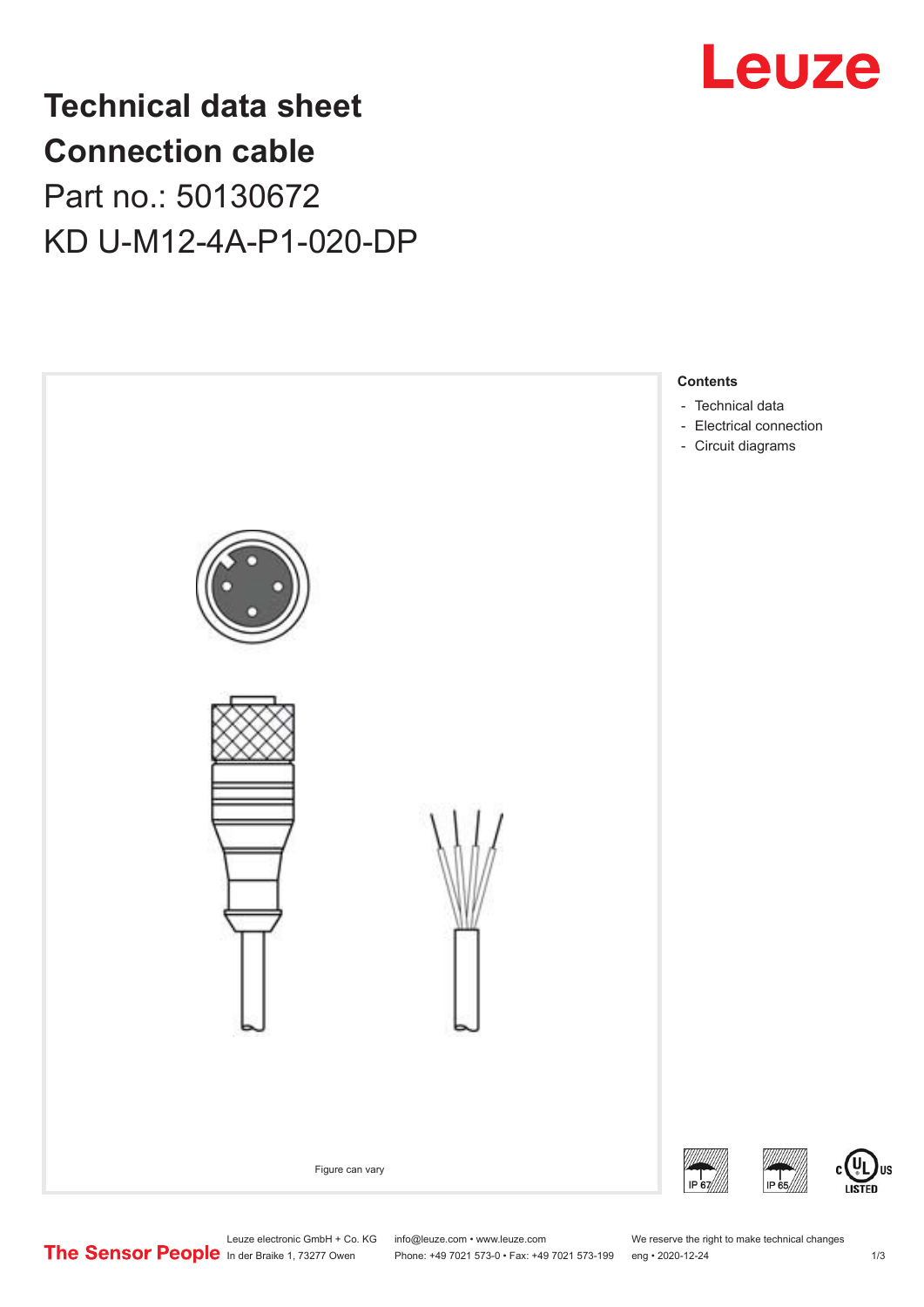# Technical data sheet
# Connection cable
## Part no.: 50130672
## KD U-M12-4A-P1-020-DP

Figure can vary

**Contents**

- Technical data
- Electrical connection
- Circuit diagrams

Leuze electronic GmbH + Co. KG
In der Braike 1, 73277 Owen

info@leuze.com • www.leuze.com
Phone: +49 7021 573-0 • Fax: +49 7021 573-199

We reserve the right to make technical changes
eng • 2020-12-24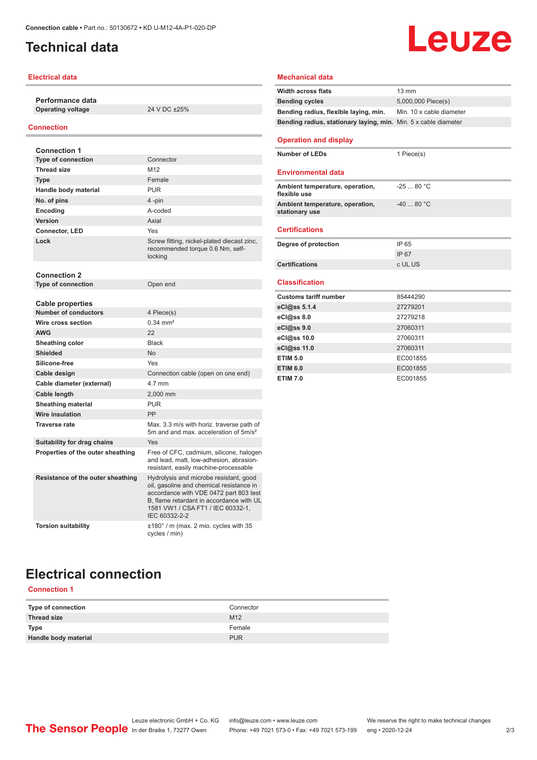# Technical data

## Electrical data

| Performance data | |
|---|---|
| Operating voltage | 24 V DC ±25% |

## Connection

| Connection 1 | |
|---|---|
| Type of connection | Connector |
| Thread size | M12 |
| Type | Female |
| Handle body material | PUR |
| No. of pins | 4 -pin |
| Encoding | A-coded |
| Version | Axial |
| Connector, LED | Yes |
| Lock | Screw fitting, nickel-plated diecast zinc, recommended torque 0.6 Nm, self-locking |

| Connection 2 | |
|---|---|
| Type of connection | Open end |

| Cable properties | |
|---|---|
| Number of conductors | 4 Piece(s) |
| Wire cross section | 0.34 mm² |
| AWG | 22 |
| Sheathing color | Black |
| Shielded | No |
| Silicone-free | Yes |
| Cable design | Connection cable (open on one end) |
| Cable diameter (external) | 4.7 mm |
| Cable length | 2,000 mm |
| Sheathing material | PUR |
| Wire insulation | PP |
| Traverse rate | Max. 3.3 m/s with horiz. traverse path of 5m and and max. acceleration of 5m/s² |
| Suitability for drag chains | Yes |
| Properties of the outer sheathing | Free of CFC, cadmium, silicone, halogen and lead, matt, low-adhesion, abrasion-resistant, easily machine-processable |
| Resistance of the outer sheathing | Hydrolysis and microbe resistant, good oil, gasoline and chemical resistance in accordance with VDE 0472 part 803 test B, flame retardant in accordance with UL 1581 VW1 / CSA FT1 / IEC 60332-1, IEC 60332-2-2 |
| Torsion suitability | ±180° / m (max. 2 mio. cycles with 35 cycles / min) |

## Mechanical data

| | |
|---|---|
| Width across flats | 13 mm |
| Bending cycles | 5,000,000 Piece(s) |
| Bending radius, flexible laying, min. | Min. 10 x cable diameter |
| Bending radius, stationary laying, min. | Min. 5 x cable diameter |

## Operation and display

| | |
|---|---|
| Number of LEDs | 1 Piece(s) |

## Environmental data

| | |
|---|---|
| Ambient temperature, operation, flexible use | -25 ... 80 °C |
| Ambient temperature, operation, stationary use | -40 ... 80 °C |

## Certifications

| | |
|---|---|
| Degree of protection | IP 65 |
| | IP 67 |
| Certifications | c UL US |

## Classification

| | |
|---|---|
| Customs tariff number | 85444290 |
| eCl@ss 5.1.4 | 27279201 |
| eCl@ss 8.0 | 27279218 |
| eCl@ss 9.0 | 27060311 |
| eCl@ss 10.0 | 27060311 |
| eCl@ss 11.0 | 27060311 |
| ETIM 5.0 | EC001855 |
| ETIM 6.0 | EC001855 |
| ETIM 7.0 | EC001855 |

# Electrical connection

## Connection 1

| | |
|---|---|
| Type of connection | Connector |
| Thread size | M12 |
| Type | Female |
| Handle body material | PUR |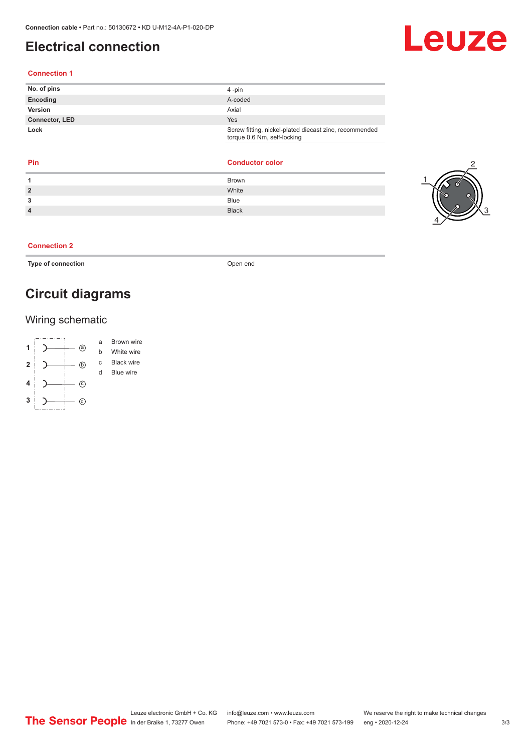# Electrical connection

## Connection 1

| | |
|---|---|
| No. of pins | 4 -pin |
| Encoding | A-coded |
| Version | Axial |
| Connector, LED | Yes |
| Lock | Screw fitting, nickel-plated diecast zinc, recommended torque 0.6 Nm, self-locking |

| Pin | Conductor color |
|---|---|
| 1 | Brown |
| 2 | White |
| 3 | Blue |
| 4 | Black |

1
2
3
4

## Connection 2

| | |
|---|---|
| Type of connection | Open end |

# Circuit diagrams

## Wiring schematic

1
2
4
3
a
b
c
d

a Brown wire
b White wire
c Black wire
d Blue wire